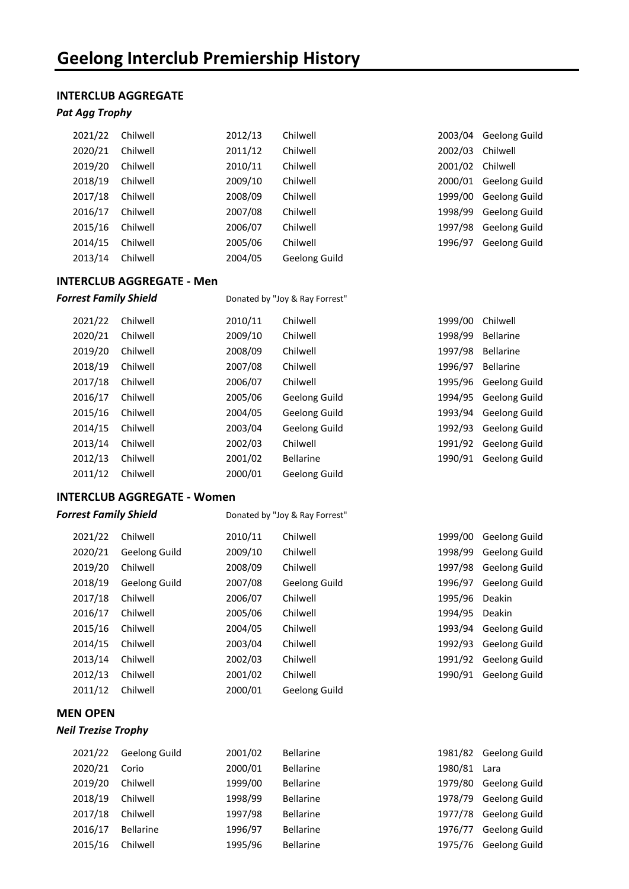# Geelong Interclub Premiership History

## INTERCLUB AGGREGATE

### *Pat Agg Trophy*

| | | | | | |
|---|---|---|---|---|---|
| 2021/22 | Chilwell | 2012/13 | Chilwell | 2003/04 | Geelong Guild |
| 2020/21 | Chilwell | 2011/12 | Chilwell | 2002/03 | Chilwell |
| 2019/20 | Chilwell | 2010/11 | Chilwell | 2001/02 | Chilwell |
| 2018/19 | Chilwell | 2009/10 | Chilwell | 2000/01 | Geelong Guild |
| 2017/18 | Chilwell | 2008/09 | Chilwell | 1999/00 | Geelong Guild |
| 2016/17 | Chilwell | 2007/08 | Chilwell | 1998/99 | Geelong Guild |
| 2015/16 | Chilwell | 2006/07 | Chilwell | 1997/98 | Geelong Guild |
| 2014/15 | Chilwell | 2005/06 | Chilwell | 1996/97 | Geelong Guild |
| 2013/14 | Chilwell | 2004/05 | Geelong Guild | | |

## INTERCLUB AGGREGATE - Men

### *Forrest Family Shield*

Donated by "Joy & Ray Forrest"

| | | | | | |
|---|---|---|---|---|---|
| 2021/22 | Chilwell | 2010/11 | Chilwell | 1999/00 | Chilwell |
| 2020/21 | Chilwell | 2009/10 | Chilwell | 1998/99 | Bellarine |
| 2019/20 | Chilwell | 2008/09 | Chilwell | 1997/98 | Bellarine |
| 2018/19 | Chilwell | 2007/08 | Chilwell | 1996/97 | Bellarine |
| 2017/18 | Chilwell | 2006/07 | Chilwell | 1995/96 | Geelong Guild |
| 2016/17 | Chilwell | 2005/06 | Geelong Guild | 1994/95 | Geelong Guild |
| 2015/16 | Chilwell | 2004/05 | Geelong Guild | 1993/94 | Geelong Guild |
| 2014/15 | Chilwell | 2003/04 | Geelong Guild | 1992/93 | Geelong Guild |
| 2013/14 | Chilwell | 2002/03 | Chilwell | 1991/92 | Geelong Guild |
| 2012/13 | Chilwell | 2001/02 | Bellarine | 1990/91 | Geelong Guild |
| 2011/12 | Chilwell | 2000/01 | Geelong Guild | | |

## INTERCLUB AGGREGATE - Women

### *Forrest Family Shield*

Donated by "Joy & Ray Forrest"

| | | | | | |
|---|---|---|---|---|---|
| 2021/22 | Chilwell | 2010/11 | Chilwell | 1999/00 | Geelong Guild |
| 2020/21 | Geelong Guild | 2009/10 | Chilwell | 1998/99 | Geelong Guild |
| 2019/20 | Chilwell | 2008/09 | Chilwell | 1997/98 | Geelong Guild |
| 2018/19 | Geelong Guild | 2007/08 | Geelong Guild | 1996/97 | Geelong Guild |
| 2017/18 | Chilwell | 2006/07 | Chilwell | 1995/96 | Deakin |
| 2016/17 | Chilwell | 2005/06 | Chilwell | 1994/95 | Deakin |
| 2015/16 | Chilwell | 2004/05 | Chilwell | 1993/94 | Geelong Guild |
| 2014/15 | Chilwell | 2003/04 | Chilwell | 1992/93 | Geelong Guild |
| 2013/14 | Chilwell | 2002/03 | Chilwell | 1991/92 | Geelong Guild |
| 2012/13 | Chilwell | 2001/02 | Chilwell | 1990/91 | Geelong Guild |
| 2011/12 | Chilwell | 2000/01 | Geelong Guild | | |

## MEN OPEN

### *Neil Trezise Trophy*

| | | | | | |
|---|---|---|---|---|---|
| 2021/22 | Geelong Guild | 2001/02 | Bellarine | 1981/82 | Geelong Guild |
| 2020/21 | Corio | 2000/01 | Bellarine | 1980/81 | Lara |
| 2019/20 | Chilwell | 1999/00 | Bellarine | 1979/80 | Geelong Guild |
| 2018/19 | Chilwell | 1998/99 | Bellarine | 1978/79 | Geelong Guild |
| 2017/18 | Chilwell | 1997/98 | Bellarine | 1977/78 | Geelong Guild |
| 2016/17 | Bellarine | 1996/97 | Bellarine | 1976/77 | Geelong Guild |
| 2015/16 | Chilwell | 1995/96 | Bellarine | 1975/76 | Geelong Guild |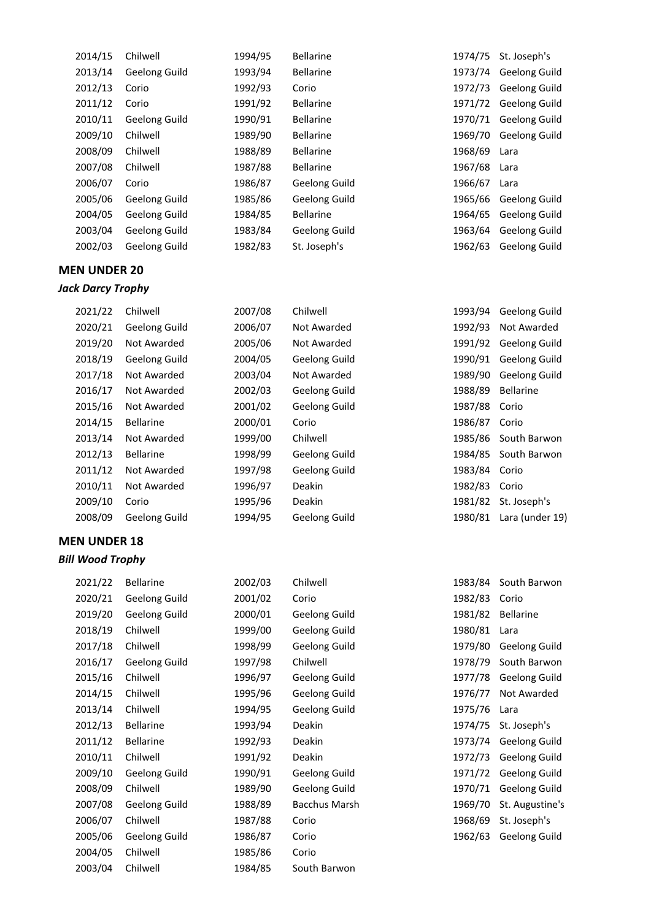| | | | | | |
|---|---|---|---|---|---|
| 2014/15 | Chilwell | 1994/95 | Bellarine | 1974/75 | St. Joseph's |
| 2013/14 | Geelong Guild | 1993/94 | Bellarine | 1973/74 | Geelong Guild |
| 2012/13 | Corio | 1992/93 | Corio | 1972/73 | Geelong Guild |
| 2011/12 | Corio | 1991/92 | Bellarine | 1971/72 | Geelong Guild |
| 2010/11 | Geelong Guild | 1990/91 | Bellarine | 1970/71 | Geelong Guild |
| 2009/10 | Chilwell | 1989/90 | Bellarine | 1969/70 | Geelong Guild |
| 2008/09 | Chilwell | 1988/89 | Bellarine | 1968/69 | Lara |
| 2007/08 | Chilwell | 1987/88 | Bellarine | 1967/68 | Lara |
| 2006/07 | Corio | 1986/87 | Geelong Guild | 1966/67 | Lara |
| 2005/06 | Geelong Guild | 1985/86 | Geelong Guild | 1965/66 | Geelong Guild |
| 2004/05 | Geelong Guild | 1984/85 | Bellarine | 1964/65 | Geelong Guild |
| 2003/04 | Geelong Guild | 1983/84 | Geelong Guild | 1963/64 | Geelong Guild |
| 2002/03 | Geelong Guild | 1982/83 | St. Joseph's | 1962/63 | Geelong Guild |

## MEN UNDER 20

### *Jack Darcy Trophy*

| | | | | | |
|---|---|---|---|---|---|
| 2021/22 | Chilwell | 2007/08 | Chilwell | 1993/94 | Geelong Guild |
| 2020/21 | Geelong Guild | 2006/07 | Not Awarded | 1992/93 | Not Awarded |
| 2019/20 | Not Awarded | 2005/06 | Not Awarded | 1991/92 | Geelong Guild |
| 2018/19 | Geelong Guild | 2004/05 | Geelong Guild | 1990/91 | Geelong Guild |
| 2017/18 | Not Awarded | 2003/04 | Not Awarded | 1989/90 | Geelong Guild |
| 2016/17 | Not Awarded | 2002/03 | Geelong Guild | 1988/89 | Bellarine |
| 2015/16 | Not Awarded | 2001/02 | Geelong Guild | 1987/88 | Corio |
| 2014/15 | Bellarine | 2000/01 | Corio | 1986/87 | Corio |
| 2013/14 | Not Awarded | 1999/00 | Chilwell | 1985/86 | South Barwon |
| 2012/13 | Bellarine | 1998/99 | Geelong Guild | 1984/85 | South Barwon |
| 2011/12 | Not Awarded | 1997/98 | Geelong Guild | 1983/84 | Corio |
| 2010/11 | Not Awarded | 1996/97 | Deakin | 1982/83 | Corio |
| 2009/10 | Corio | 1995/96 | Deakin | 1981/82 | St. Joseph's |
| 2008/09 | Geelong Guild | 1994/95 | Geelong Guild | 1980/81 | Lara (under 19) |

## MEN UNDER 18

### *Bill Wood Trophy*

| | | | | | |
|---|---|---|---|---|---|
| 2021/22 | Bellarine | 2002/03 | Chilwell | 1983/84 | South Barwon |
| 2020/21 | Geelong Guild | 2001/02 | Corio | 1982/83 | Corio |
| 2019/20 | Geelong Guild | 2000/01 | Geelong Guild | 1981/82 | Bellarine |
| 2018/19 | Chilwell | 1999/00 | Geelong Guild | 1980/81 | Lara |
| 2017/18 | Chilwell | 1998/99 | Geelong Guild | 1979/80 | Geelong Guild |
| 2016/17 | Geelong Guild | 1997/98 | Chilwell | 1978/79 | South Barwon |
| 2015/16 | Chilwell | 1996/97 | Geelong Guild | 1977/78 | Geelong Guild |
| 2014/15 | Chilwell | 1995/96 | Geelong Guild | 1976/77 | Not Awarded |
| 2013/14 | Chilwell | 1994/95 | Geelong Guild | 1975/76 | Lara |
| 2012/13 | Bellarine | 1993/94 | Deakin | 1974/75 | St. Joseph's |
| 2011/12 | Bellarine | 1992/93 | Deakin | 1973/74 | Geelong Guild |
| 2010/11 | Chilwell | 1991/92 | Deakin | 1972/73 | Geelong Guild |
| 2009/10 | Geelong Guild | 1990/91 | Geelong Guild | 1971/72 | Geelong Guild |
| 2008/09 | Chilwell | 1989/90 | Geelong Guild | 1970/71 | Geelong Guild |
| 2007/08 | Geelong Guild | 1988/89 | Bacchus Marsh | 1969/70 | St. Augustine's |
| 2006/07 | Chilwell | 1987/88 | Corio | 1968/69 | St. Joseph's |
| 2005/06 | Geelong Guild | 1986/87 | Corio | 1962/63 | Geelong Guild |
| 2004/05 | Chilwell | 1985/86 | Corio | | |
| 2003/04 | Chilwell | 1984/85 | South Barwon | | |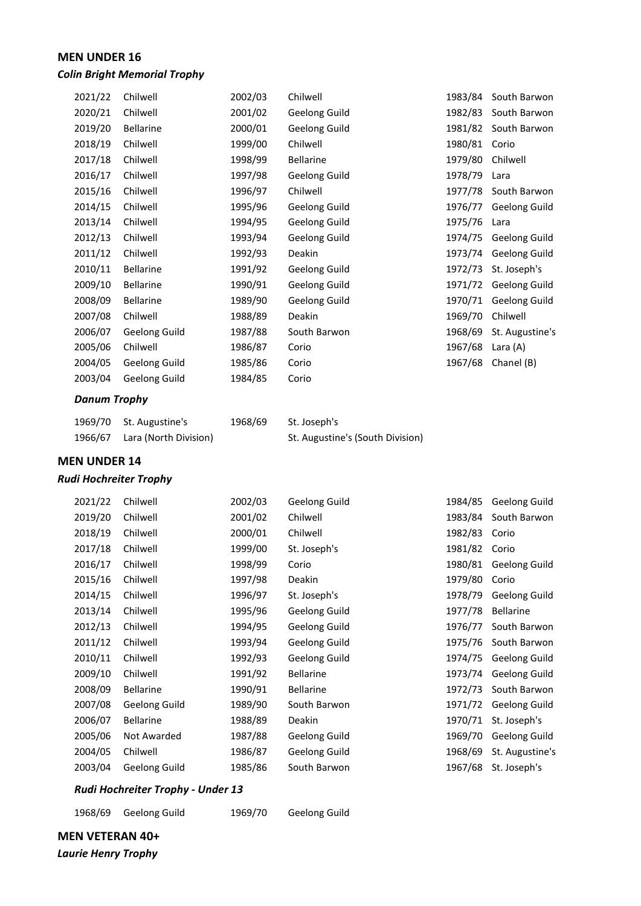## MEN UNDER 16

### *Colin Bright Memorial Trophy*

| | | | | | |
|---|---|---|---|---|---|
| 2021/22 | Chilwell | 2002/03 | Chilwell | 1983/84 | South Barwon |
| 2020/21 | Chilwell | 2001/02 | Geelong Guild | 1982/83 | South Barwon |
| 2019/20 | Bellarine | 2000/01 | Geelong Guild | 1981/82 | South Barwon |
| 2018/19 | Chilwell | 1999/00 | Chilwell | 1980/81 | Corio |
| 2017/18 | Chilwell | 1998/99 | Bellarine | 1979/80 | Chilwell |
| 2016/17 | Chilwell | 1997/98 | Geelong Guild | 1978/79 | Lara |
| 2015/16 | Chilwell | 1996/97 | Chilwell | 1977/78 | South Barwon |
| 2014/15 | Chilwell | 1995/96 | Geelong Guild | 1976/77 | Geelong Guild |
| 2013/14 | Chilwell | 1994/95 | Geelong Guild | 1975/76 | Lara |
| 2012/13 | Chilwell | 1993/94 | Geelong Guild | 1974/75 | Geelong Guild |
| 2011/12 | Chilwell | 1992/93 | Deakin | 1973/74 | Geelong Guild |
| 2010/11 | Bellarine | 1991/92 | Geelong Guild | 1972/73 | St. Joseph's |
| 2009/10 | Bellarine | 1990/91 | Geelong Guild | 1971/72 | Geelong Guild |
| 2008/09 | Bellarine | 1989/90 | Geelong Guild | 1970/71 | Geelong Guild |
| 2007/08 | Chilwell | 1988/89 | Deakin | 1969/70 | Chilwell |
| 2006/07 | Geelong Guild | 1987/88 | South Barwon | 1968/69 | St. Augustine's |
| 2005/06 | Chilwell | 1986/87 | Corio | 1967/68 | Lara (A) |
| 2004/05 | Geelong Guild | 1985/86 | Corio | 1967/68 | Chanel (B) |
| 2003/04 | Geelong Guild | 1984/85 | Corio | | |

### *Danum Trophy*

| | | | |
|---|---|---|---|
| 1969/70 | St. Augustine's | 1968/69 | St. Joseph's |
| 1966/67 | Lara (North Division) | | St. Augustine's (South Division) |

## MEN UNDER 14

### *Rudi Hochreiter Trophy*

| | | | | | |
|---|---|---|---|---|---|
| 2021/22 | Chilwell | 2002/03 | Geelong Guild | 1984/85 | Geelong Guild |
| 2019/20 | Chilwell | 2001/02 | Chilwell | 1983/84 | South Barwon |
| 2018/19 | Chilwell | 2000/01 | Chilwell | 1982/83 | Corio |
| 2017/18 | Chilwell | 1999/00 | St. Joseph's | 1981/82 | Corio |
| 2016/17 | Chilwell | 1998/99 | Corio | 1980/81 | Geelong Guild |
| 2015/16 | Chilwell | 1997/98 | Deakin | 1979/80 | Corio |
| 2014/15 | Chilwell | 1996/97 | St. Joseph's | 1978/79 | Geelong Guild |
| 2013/14 | Chilwell | 1995/96 | Geelong Guild | 1977/78 | Bellarine |
| 2012/13 | Chilwell | 1994/95 | Geelong Guild | 1976/77 | South Barwon |
| 2011/12 | Chilwell | 1993/94 | Geelong Guild | 1975/76 | South Barwon |
| 2010/11 | Chilwell | 1992/93 | Geelong Guild | 1974/75 | Geelong Guild |
| 2009/10 | Chilwell | 1991/92 | Bellarine | 1973/74 | Geelong Guild |
| 2008/09 | Bellarine | 1990/91 | Bellarine | 1972/73 | South Barwon |
| 2007/08 | Geelong Guild | 1989/90 | South Barwon | 1971/72 | Geelong Guild |
| 2006/07 | Bellarine | 1988/89 | Deakin | 1970/71 | St. Joseph's |
| 2005/06 | Not Awarded | 1987/88 | Geelong Guild | 1969/70 | Geelong Guild |
| 2004/05 | Chilwell | 1986/87 | Geelong Guild | 1968/69 | St. Augustine's |
| 2003/04 | Geelong Guild | 1985/86 | South Barwon | 1967/68 | St. Joseph's |

### *Rudi Hochreiter Trophy - Under 13*

| | | | |
|---|---|---|---|
| 1968/69 | Geelong Guild | 1969/70 | Geelong Guild |

## MEN VETERAN 40+

### *Laurie Henry Trophy*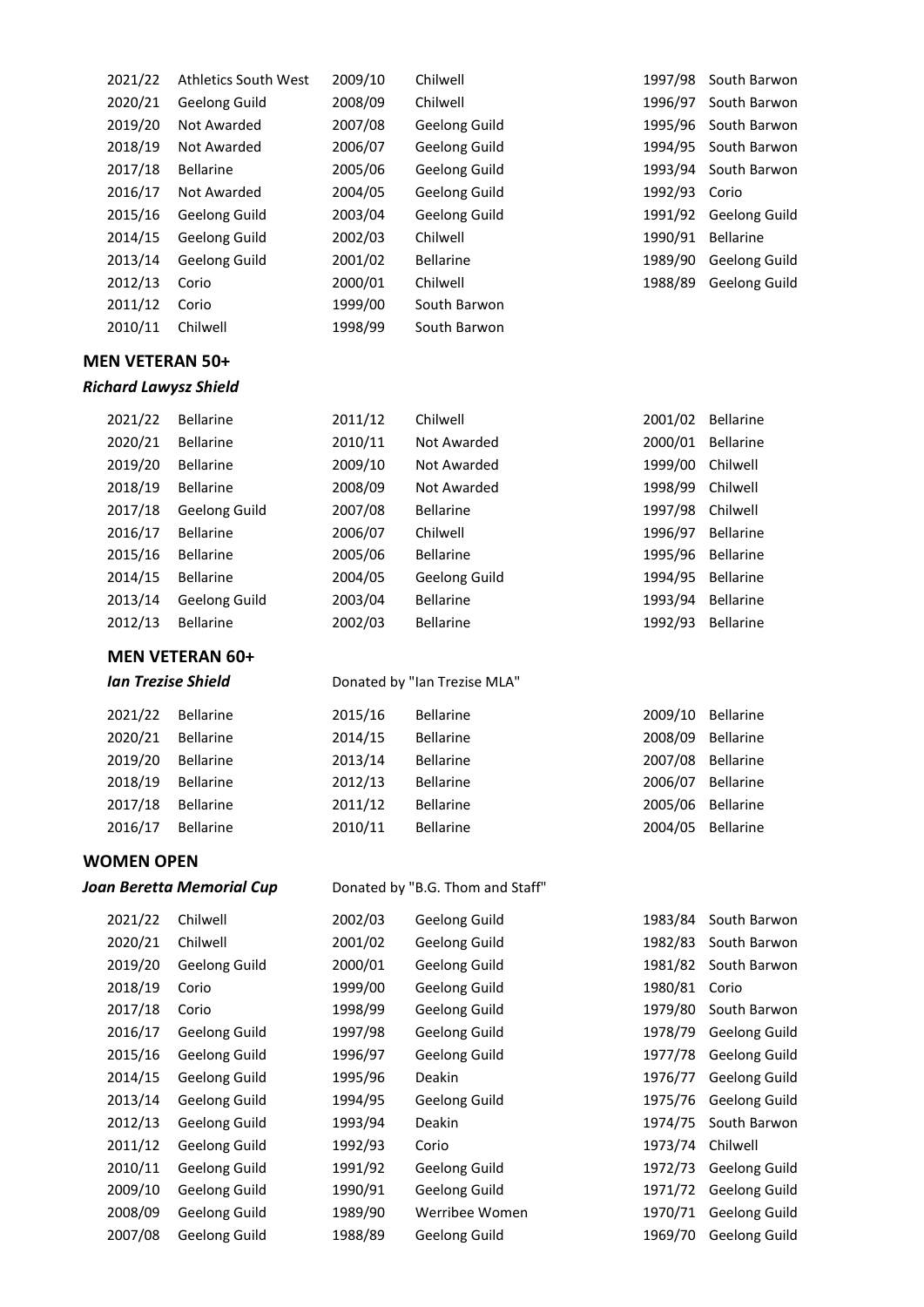| | | | | | |
|---|---|---|---|---|---|
| 2021/22 | Athletics South West | 2009/10 | Chilwell | 1997/98 | South Barwon |
| 2020/21 | Geelong Guild | 2008/09 | Chilwell | 1996/97 | South Barwon |
| 2019/20 | Not Awarded | 2007/08 | Geelong Guild | 1995/96 | South Barwon |
| 2018/19 | Not Awarded | 2006/07 | Geelong Guild | 1994/95 | South Barwon |
| 2017/18 | Bellarine | 2005/06 | Geelong Guild | 1993/94 | South Barwon |
| 2016/17 | Not Awarded | 2004/05 | Geelong Guild | 1992/93 | Corio |
| 2015/16 | Geelong Guild | 2003/04 | Geelong Guild | 1991/92 | Geelong Guild |
| 2014/15 | Geelong Guild | 2002/03 | Chilwell | 1990/91 | Bellarine |
| 2013/14 | Geelong Guild | 2001/02 | Bellarine | 1989/90 | Geelong Guild |
| 2012/13 | Corio | 2000/01 | Chilwell | 1988/89 | Geelong Guild |
| 2011/12 | Corio | 1999/00 | South Barwon | | |
| 2010/11 | Chilwell | 1998/99 | South Barwon | | |

## MEN VETERAN 50+

***Richard Lawysz Shield***

| | | | | | |
|---|---|---|---|---|---|
| 2021/22 | Bellarine | 2011/12 | Chilwell | 2001/02 | Bellarine |
| 2020/21 | Bellarine | 2010/11 | Not Awarded | 2000/01 | Bellarine |
| 2019/20 | Bellarine | 2009/10 | Not Awarded | 1999/00 | Chilwell |
| 2018/19 | Bellarine | 2008/09 | Not Awarded | 1998/99 | Chilwell |
| 2017/18 | Geelong Guild | 2007/08 | Bellarine | 1997/98 | Chilwell |
| 2016/17 | Bellarine | 2006/07 | Chilwell | 1996/97 | Bellarine |
| 2015/16 | Bellarine | 2005/06 | Bellarine | 1995/96 | Bellarine |
| 2014/15 | Bellarine | 2004/05 | Geelong Guild | 1994/95 | Bellarine |
| 2013/14 | Geelong Guild | 2003/04 | Bellarine | 1993/94 | Bellarine |
| 2012/13 | Bellarine | 2002/03 | Bellarine | 1992/93 | Bellarine |

## MEN VETERAN 60+

***Ian Trezise Shield*** Donated by "Ian Trezise MLA"

| | | | | | |
|---|---|---|---|---|---|
| 2021/22 | Bellarine | 2015/16 | Bellarine | 2009/10 | Bellarine |
| 2020/21 | Bellarine | 2014/15 | Bellarine | 2008/09 | Bellarine |
| 2019/20 | Bellarine | 2013/14 | Bellarine | 2007/08 | Bellarine |
| 2018/19 | Bellarine | 2012/13 | Bellarine | 2006/07 | Bellarine |
| 2017/18 | Bellarine | 2011/12 | Bellarine | 2005/06 | Bellarine |
| 2016/17 | Bellarine | 2010/11 | Bellarine | 2004/05 | Bellarine |

## WOMEN OPEN

***Joan Beretta Memorial Cup*** Donated by "B.G. Thom and Staff"

| | | | | | |
|---|---|---|---|---|---|
| 2021/22 | Chilwell | 2002/03 | Geelong Guild | 1983/84 | South Barwon |
| 2020/21 | Chilwell | 2001/02 | Geelong Guild | 1982/83 | South Barwon |
| 2019/20 | Geelong Guild | 2000/01 | Geelong Guild | 1981/82 | South Barwon |
| 2018/19 | Corio | 1999/00 | Geelong Guild | 1980/81 | Corio |
| 2017/18 | Corio | 1998/99 | Geelong Guild | 1979/80 | South Barwon |
| 2016/17 | Geelong Guild | 1997/98 | Geelong Guild | 1978/79 | Geelong Guild |
| 2015/16 | Geelong Guild | 1996/97 | Geelong Guild | 1977/78 | Geelong Guild |
| 2014/15 | Geelong Guild | 1995/96 | Deakin | 1976/77 | Geelong Guild |
| 2013/14 | Geelong Guild | 1994/95 | Geelong Guild | 1975/76 | Geelong Guild |
| 2012/13 | Geelong Guild | 1993/94 | Deakin | 1974/75 | South Barwon |
| 2011/12 | Geelong Guild | 1992/93 | Corio | 1973/74 | Chilwell |
| 2010/11 | Geelong Guild | 1991/92 | Geelong Guild | 1972/73 | Geelong Guild |
| 2009/10 | Geelong Guild | 1990/91 | Geelong Guild | 1971/72 | Geelong Guild |
| 2008/09 | Geelong Guild | 1989/90 | Werribee Women | 1970/71 | Geelong Guild |
| 2007/08 | Geelong Guild | 1988/89 | Geelong Guild | 1969/70 | Geelong Guild |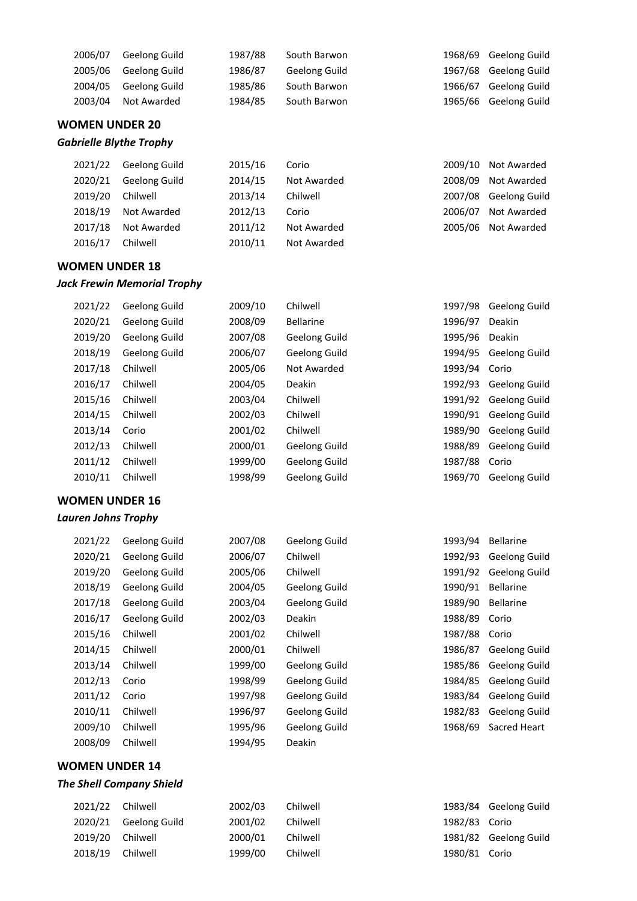| | | | | | |
|---|---|---|---|---|---|
| 2006/07 | Geelong Guild | 1987/88 | South Barwon | 1968/69 | Geelong Guild |
| 2005/06 | Geelong Guild | 1986/87 | Geelong Guild | 1967/68 | Geelong Guild |
| 2004/05 | Geelong Guild | 1985/86 | South Barwon | 1966/67 | Geelong Guild |
| 2003/04 | Not Awarded | 1984/85 | South Barwon | 1965/66 | Geelong Guild |

## WOMEN UNDER 20

***Gabrielle Blythe Trophy***

| | | | | | |
|---|---|---|---|---|---|
| 2021/22 | Geelong Guild | 2015/16 | Corio | 2009/10 | Not Awarded |
| 2020/21 | Geelong Guild | 2014/15 | Not Awarded | 2008/09 | Not Awarded |
| 2019/20 | Chilwell | 2013/14 | Chilwell | 2007/08 | Geelong Guild |
| 2018/19 | Not Awarded | 2012/13 | Corio | 2006/07 | Not Awarded |
| 2017/18 | Not Awarded | 2011/12 | Not Awarded | 2005/06 | Not Awarded |
| 2016/17 | Chilwell | 2010/11 | Not Awarded | | |

## WOMEN UNDER 18

***Jack Frewin Memorial Trophy***

| | | | | | |
|---|---|---|---|---|---|
| 2021/22 | Geelong Guild | 2009/10 | Chilwell | 1997/98 | Geelong Guild |
| 2020/21 | Geelong Guild | 2008/09 | Bellarine | 1996/97 | Deakin |
| 2019/20 | Geelong Guild | 2007/08 | Geelong Guild | 1995/96 | Deakin |
| 2018/19 | Geelong Guild | 2006/07 | Geelong Guild | 1994/95 | Geelong Guild |
| 2017/18 | Chilwell | 2005/06 | Not Awarded | 1993/94 | Corio |
| 2016/17 | Chilwell | 2004/05 | Deakin | 1992/93 | Geelong Guild |
| 2015/16 | Chilwell | 2003/04 | Chilwell | 1991/92 | Geelong Guild |
| 2014/15 | Chilwell | 2002/03 | Chilwell | 1990/91 | Geelong Guild |
| 2013/14 | Corio | 2001/02 | Chilwell | 1989/90 | Geelong Guild |
| 2012/13 | Chilwell | 2000/01 | Geelong Guild | 1988/89 | Geelong Guild |
| 2011/12 | Chilwell | 1999/00 | Geelong Guild | 1987/88 | Corio |
| 2010/11 | Chilwell | 1998/99 | Geelong Guild | 1969/70 | Geelong Guild |

## WOMEN UNDER 16

***Lauren Johns Trophy***

| | | | | | |
|---|---|---|---|---|---|
| 2021/22 | Geelong Guild | 2007/08 | Geelong Guild | 1993/94 | Bellarine |
| 2020/21 | Geelong Guild | 2006/07 | Chilwell | 1992/93 | Geelong Guild |
| 2019/20 | Geelong Guild | 2005/06 | Chilwell | 1991/92 | Geelong Guild |
| 2018/19 | Geelong Guild | 2004/05 | Geelong Guild | 1990/91 | Bellarine |
| 2017/18 | Geelong Guild | 2003/04 | Geelong Guild | 1989/90 | Bellarine |
| 2016/17 | Geelong Guild | 2002/03 | Deakin | 1988/89 | Corio |
| 2015/16 | Chilwell | 2001/02 | Chilwell | 1987/88 | Corio |
| 2014/15 | Chilwell | 2000/01 | Chilwell | 1986/87 | Geelong Guild |
| 2013/14 | Chilwell | 1999/00 | Geelong Guild | 1985/86 | Geelong Guild |
| 2012/13 | Corio | 1998/99 | Geelong Guild | 1984/85 | Geelong Guild |
| 2011/12 | Corio | 1997/98 | Geelong Guild | 1983/84 | Geelong Guild |
| 2010/11 | Chilwell | 1996/97 | Geelong Guild | 1982/83 | Geelong Guild |
| 2009/10 | Chilwell | 1995/96 | Geelong Guild | 1968/69 | Sacred Heart |
| 2008/09 | Chilwell | 1994/95 | Deakin | | |

## WOMEN UNDER 14

***The Shell Company Shield***

| | | | | | |
|---|---|---|---|---|---|
| 2021/22 | Chilwell | 2002/03 | Chilwell | 1983/84 | Geelong Guild |
| 2020/21 | Geelong Guild | 2001/02 | Chilwell | 1982/83 | Corio |
| 2019/20 | Chilwell | 2000/01 | Chilwell | 1981/82 | Geelong Guild |
| 2018/19 | Chilwell | 1999/00 | Chilwell | 1980/81 | Corio |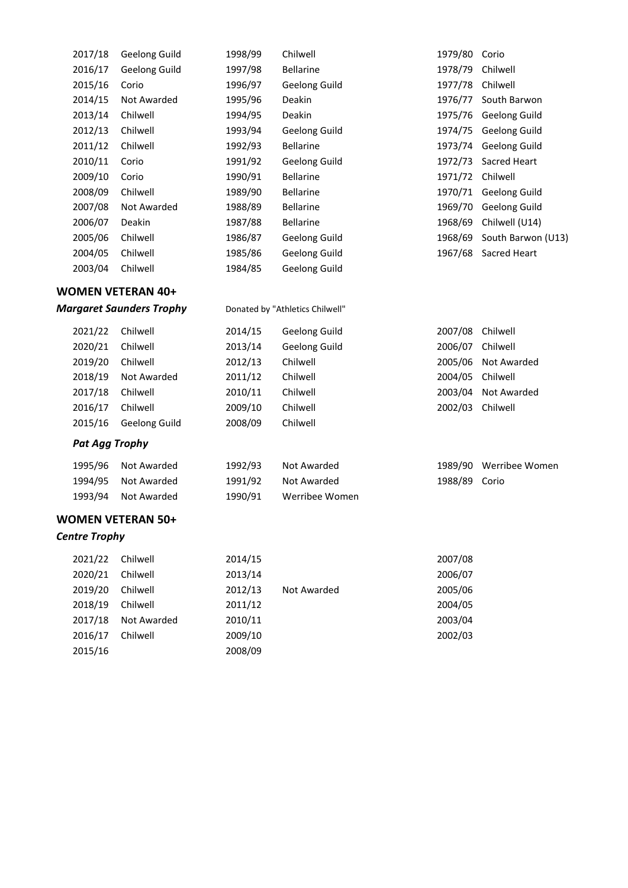| | | | | | |
|---|---|---|---|---|---|
| 2017/18 | Geelong Guild | 1998/99 | Chilwell | 1979/80 | Corio |
| 2016/17 | Geelong Guild | 1997/98 | Bellarine | 1978/79 | Chilwell |
| 2015/16 | Corio | 1996/97 | Geelong Guild | 1977/78 | Chilwell |
| 2014/15 | Not Awarded | 1995/96 | Deakin | 1976/77 | South Barwon |
| 2013/14 | Chilwell | 1994/95 | Deakin | 1975/76 | Geelong Guild |
| 2012/13 | Chilwell | 1993/94 | Geelong Guild | 1974/75 | Geelong Guild |
| 2011/12 | Chilwell | 1992/93 | Bellarine | 1973/74 | Geelong Guild |
| 2010/11 | Corio | 1991/92 | Geelong Guild | 1972/73 | Sacred Heart |
| 2009/10 | Corio | 1990/91 | Bellarine | 1971/72 | Chilwell |
| 2008/09 | Chilwell | 1989/90 | Bellarine | 1970/71 | Geelong Guild |
| 2007/08 | Not Awarded | 1988/89 | Bellarine | 1969/70 | Geelong Guild |
| 2006/07 | Deakin | 1987/88 | Bellarine | 1968/69 | Chilwell (U14) |
| 2005/06 | Chilwell | 1986/87 | Geelong Guild | 1968/69 | South Barwon (U13) |
| 2004/05 | Chilwell | 1985/86 | Geelong Guild | 1967/68 | Sacred Heart |
| 2003/04 | Chilwell | 1984/85 | Geelong Guild | | |

## WOMEN VETERAN 40+

***Margaret Saunders Trophy*** Donated by "Athletics Chilwell"

| | | | | | |
|---|---|---|---|---|---|
| 2021/22 | Chilwell | 2014/15 | Geelong Guild | 2007/08 | Chilwell |
| 2020/21 | Chilwell | 2013/14 | Geelong Guild | 2006/07 | Chilwell |
| 2019/20 | Chilwell | 2012/13 | Chilwell | 2005/06 | Not Awarded |
| 2018/19 | Not Awarded | 2011/12 | Chilwell | 2004/05 | Chilwell |
| 2017/18 | Chilwell | 2010/11 | Chilwell | 2003/04 | Not Awarded |
| 2016/17 | Chilwell | 2009/10 | Chilwell | 2002/03 | Chilwell |
| 2015/16 | Geelong Guild | 2008/09 | Chilwell | | |

***Pat Agg Trophy***

| | | | | | |
|---|---|---|---|---|---|
| 1995/96 | Not Awarded | 1992/93 | Not Awarded | 1989/90 | Werribee Women |
| 1994/95 | Not Awarded | 1991/92 | Not Awarded | 1988/89 | Corio |
| 1993/94 | Not Awarded | 1990/91 | Werribee Women | | |

## WOMEN VETERAN 50+

***Centre Trophy***

| | | | | | |
|---|---|---|---|---|---|
| 2021/22 | Chilwell | 2014/15 | | 2007/08 | |
| 2020/21 | Chilwell | 2013/14 | | 2006/07 | |
| 2019/20 | Chilwell | 2012/13 | Not Awarded | 2005/06 | |
| 2018/19 | Chilwell | 2011/12 | | 2004/05 | |
| 2017/18 | Not Awarded | 2010/11 | | 2003/04 | |
| 2016/17 | Chilwell | 2009/10 | | 2002/03 | |
| 2015/16 | | 2008/09 | | | |